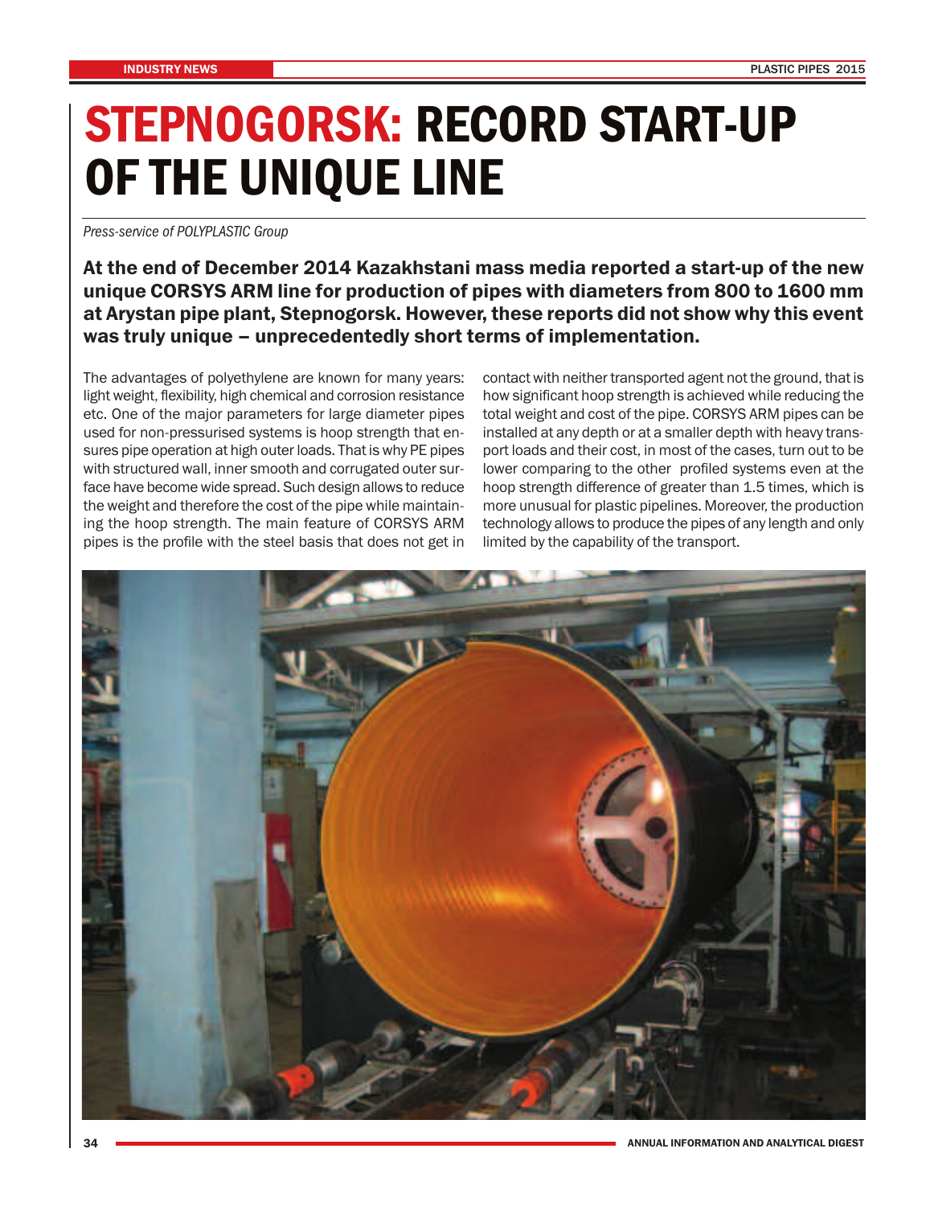# STEPNOGORSK: RECORD START-UP OF THE UNIQUE LINE

*Press-service of POLYPLASTIC Group*

**At the end of December 2014 Kazakhstani mass media reported a start-up of the new unique CORSYS ARM line for production of pipes with diameters from 800 to 1600 mm at Arystan pipe plant, Stepnogorsk. However, these reports did not show why this event was truly unique – unprecedentedly short terms of implementation.**

The advantages of polyethylene are known for many years: light weight, flexibility, high chemical and corrosion resistance etc. One of the major parameters for large diameter pipes used for non-pressurised systems is hoop strength that ensures pipe operation at high outer loads. That is why PE pipes with structured wall, inner smooth and corrugated outer surface have become wide spread. Such design allows to reduce the weight and therefore the cost of the pipe while maintaining the hoop strength. The main feature of CORSYS ARM pipes is the profile with the steel basis that does not get in contact with neither transported agent not the ground, that is how significant hoop strength is achieved while reducing the total weight and cost of the pipe. CORSYS ARM pipes can be installed at any depth or at a smaller depth with heavy transport loads and their cost, in most of the cases, turn out to be lower comparing to the other profiled systems even at the hoop strength difference of greater than 1.5 times, which is more unusual for plastic pipelines. Moreover, the production technology allows to produce the pipes of any length and only limited by the capability of the transport.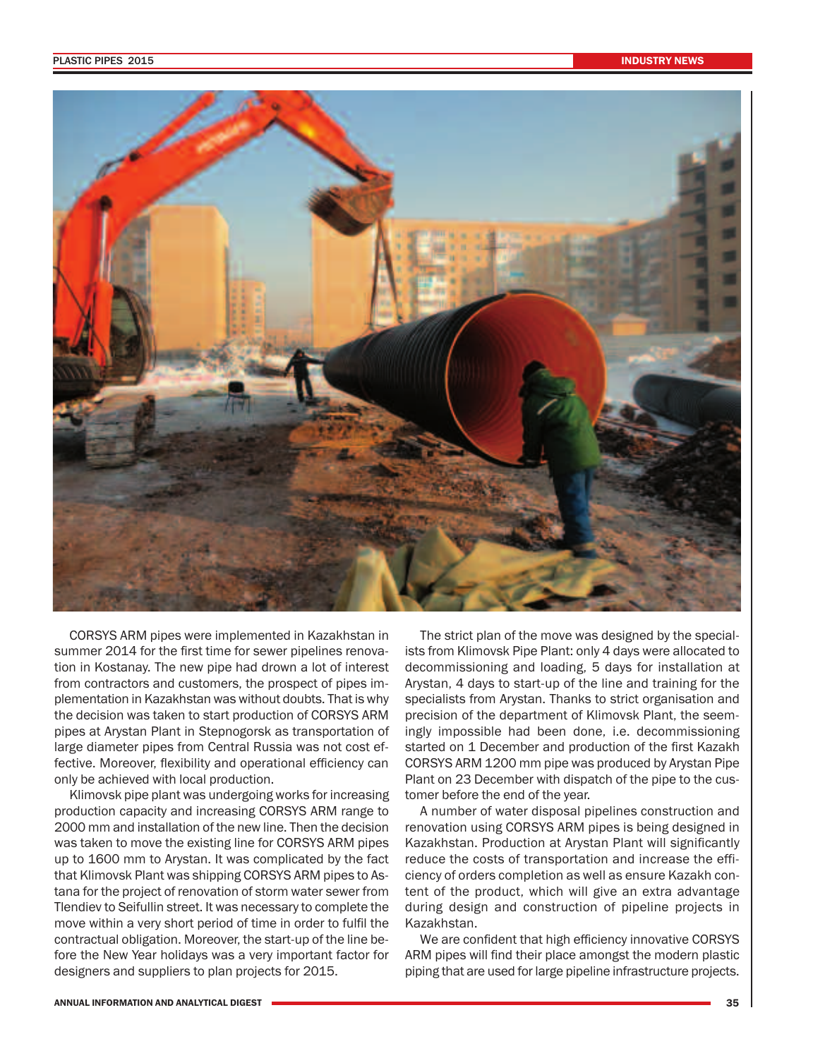CORSYS ARM pipes were implemented in Kazakhstan in summer 2014 for the first time for sewer pipelines renovation in Kostanay. The new pipe had drown a lot of interest from contractors and customers, the prospect of pipes implementation in Kazakhstan was without doubts. That is why the decision was taken to start production of CORSYS ARM pipes at Arystan Plant in Stepnogorsk as transportation of large diameter pipes from Central Russia was not cost effective. Moreover, flexibility and operational efficiency can only be achieved with local production.

Klimovsk pipe plant was undergoing works for increasing production capacity and increasing CORSYS ARM range to 2000 mm and installation of the new line. Then the decision was taken to move the existing line for CORSYS ARM pipes up to 1600 mm to Arystan. It was complicated by the fact that Klimovsk Plant was shipping CORSYS ARM pipes to Astana for the project of renovation of storm water sewer from Tlendiev to Seifullin street. It was necessary to complete the move within a very short period of time in order to fulfil the contractual obligation. Moreover, the start-up of the line before the New Year holidays was a very important factor for designers and suppliers to plan projects for 2015.

The strict plan of the move was designed by the specialists from Klimovsk Pipe Plant: only 4 days were allocated to decommissioning and loading, 5 days for installation at Arystan, 4 days to start-up of the line and training for the specialists from Arystan. Thanks to strict organisation and precision of the department of Klimovsk Plant, the seemingly impossible had been done, i.e. decommissioning started on 1 December and production of the first Kazakh CORSYS ARM 1200 mm pipe was produced by Arystan Pipe Plant on 23 December with dispatch of the pipe to the customer before the end of the year.

A number of water disposal pipelines construction and renovation using CORSYS ARM pipes is being designed in Kazakhstan. Production at Arystan Plant will significantly reduce the costs of transportation and increase the efficiency of orders completion as well as ensure Kazakh content of the product, which will give an extra advantage during design and construction of pipeline projects in Kazakhstan.

We are confident that high efficiency innovative CORSYS ARM pipes will find their place amongst the modern plastic piping that are used for large pipeline infrastructure projects.